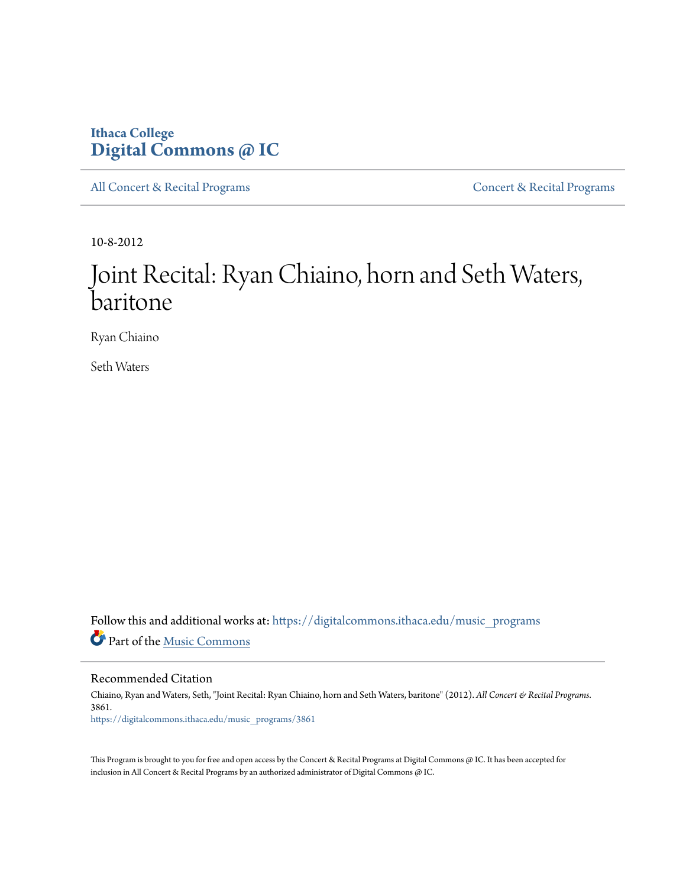Ithaca College
**Digital Commons @ IC**

All Concert & Recital Programs | Concert & Recital Programs

10-8-2012

# Joint Recital: Ryan Chiaino, horn and Seth Waters, baritone

Ryan Chiaino

Seth Waters

Follow this and additional works at: https://digitalcommons.ithaca.edu/music_programs

Part of the Music Commons

## Recommended Citation

Chiaino, Ryan and Waters, Seth, "Joint Recital: Ryan Chiaino, horn and Seth Waters, baritone" (2012). *All Concert & Recital Programs*. 3861.
https://digitalcommons.ithaca.edu/music_programs/3861

This Program is brought to you for free and open access by the Concert & Recital Programs at Digital Commons @ IC. It has been accepted for inclusion in All Concert & Recital Programs by an authorized administrator of Digital Commons @ IC.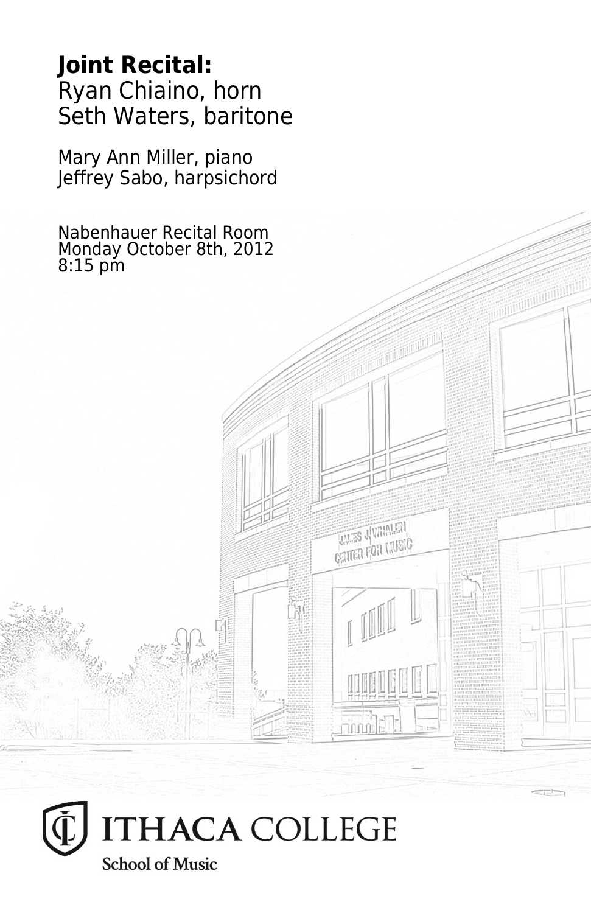**Joint Recital:**
Ryan Chiaino, horn
Seth Waters, baritone

Mary Ann Miller, piano
Jeffrey Sabo, harpsichord

Nabenhauer Recital Room
Monday October 8th, 2012
8:15 pm

ITHACA COLLEGE
School of Music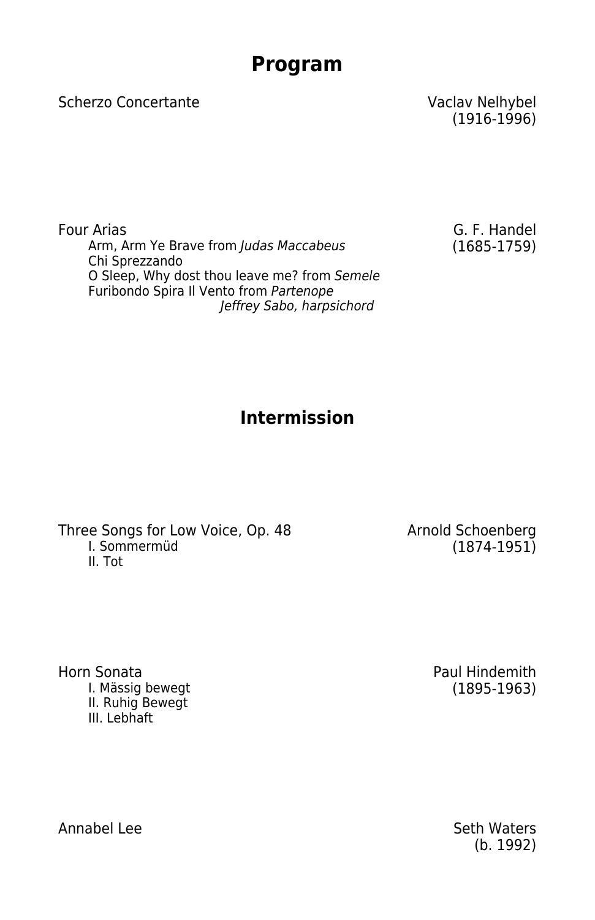# Program

Scherzo Concertante — Vaclav Nelhybel (1916-1996)

Four Arias — G. F. Handel (1685-1759)

- Arm, Arm Ye Brave from *Judas Maccabeus*
- Chi Sprezzando
- O Sleep, Why dost thou leave me? from *Semele*
- Furibondo Spira Il Vento from *Partenope*

*Jeffrey Sabo, harpsichord*

## Intermission

Three Songs for Low Voice, Op. 48 — Arnold Schoenberg (1874-1951)

- I. Sommermüd
- II. Tot

Horn Sonata — Paul Hindemith (1895-1963)

- I. Mässig bewegt
- II. Ruhig Bewegt
- III. Lebhaft

Annabel Lee — Seth Waters (b. 1992)